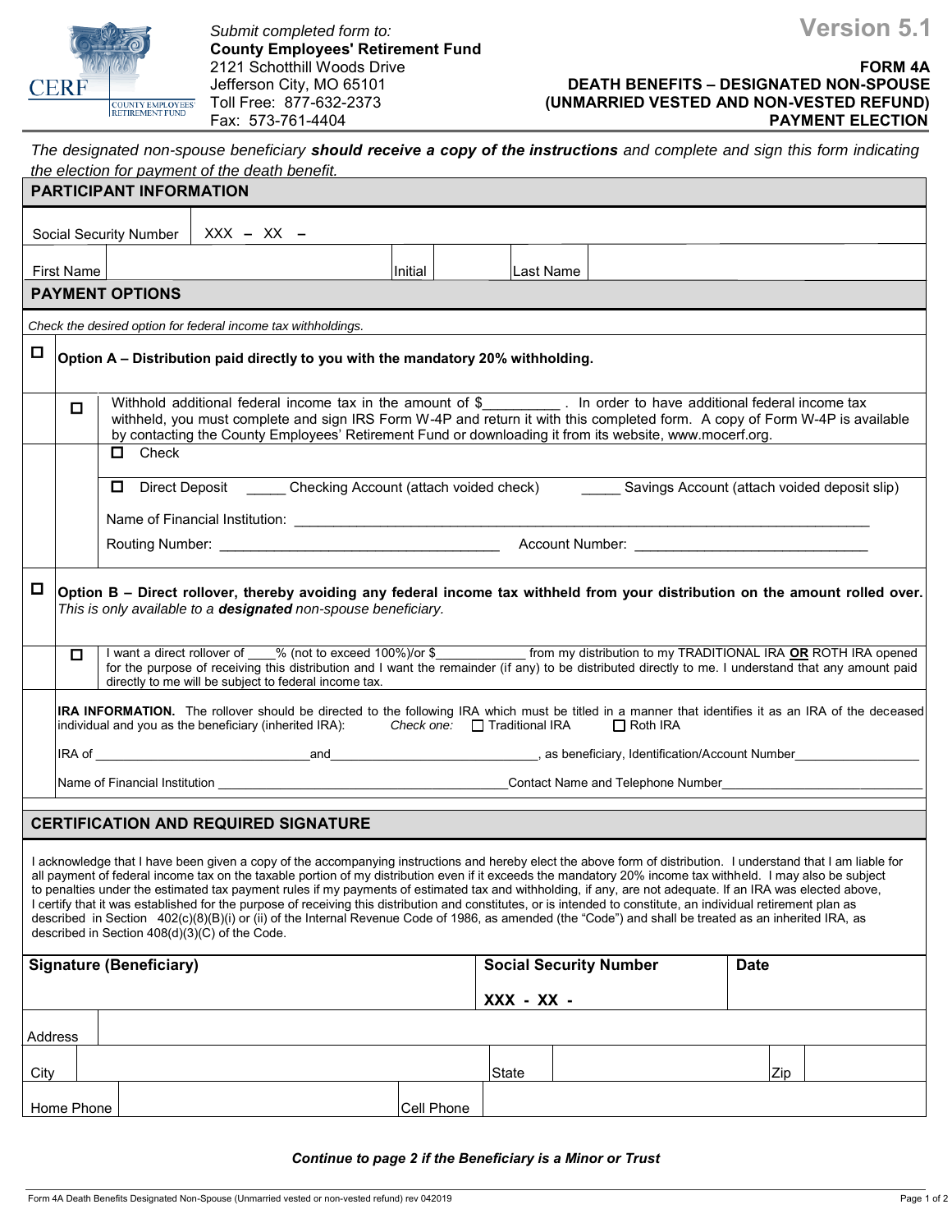CERF
COUNTY EMPLOYEES' RETIREMENT FUND

*Submit completed form to:*
**County Employees' Retirement Fund**
2121 Schotthill Woods Drive
Jefferson City, MO 65101
Toll Free: 877-632-2373
Fax: 573-761-4404

**Version 5.1**

**FORM 4A**
**DEATH BENEFITS – DESIGNATED NON-SPOUSE**
**(UNMARRIED VESTED AND NON-VESTED REFUND)**
**PAYMENT ELECTION**

*The designated non-spouse beneficiary **should receive a copy of the instructions** and complete and sign this form indicating the election for payment of the death benefit.*

## PARTICIPANT INFORMATION

| | | | | | |
|---|---|---|---|---|---|
| Social Security Number | XXX – XX – | | | | |
| First Name | | Initial | | Last Name | |

## PAYMENT OPTIONS

*Check the desired option for federal income tax withholdings.*

☐ **Option A – Distribution paid directly to you with the mandatory 20% withholding.**

☐ Withhold additional federal income tax in the amount of $__________ . In order to have additional federal income tax withheld, you must complete and sign IRS Form W-4P and return it with this completed form. A copy of Form W-4P is available by contacting the County Employees' Retirement Fund or downloading it from its website, www.mocerf.org.

☐ Check

☐ Direct Deposit _____ Checking Account (attach voided check) _____ Savings Account (attach voided deposit slip)

Name of Financial Institution: ____________________________________________

Routing Number: ______________________ Account Number: ______________________

☐ **Option B – Direct rollover, thereby avoiding any federal income tax withheld from your distribution on the amount rolled over.** *This is only available to a **designated** non-spouse beneficiary.*

☐ I want a direct rollover of ____% (not to exceed 100%)/or $____________ from my distribution to my TRADITIONAL IRA **OR** ROTH IRA opened for the purpose of receiving this distribution and I want the remainder (if any) to be distributed directly to me. I understand that any amount paid directly to me will be subject to federal income tax.

**IRA INFORMATION.** The rollover should be directed to the following IRA which must be titled in a manner that identifies it as an IRA of the deceased individual and you as the beneficiary (inherited IRA): *Check one:* ☐ Traditional IRA ☐ Roth IRA

IRA of ______________________ and ______________________, as beneficiary, Identification/Account Number______________

Name of Financial Institution ______________________ Contact Name and Telephone Number______________________

## CERTIFICATION AND REQUIRED SIGNATURE

I acknowledge that I have been given a copy of the accompanying instructions and hereby elect the above form of distribution. I understand that I am liable for all payment of federal income tax on the taxable portion of my distribution even if it exceeds the mandatory 20% income tax withheld. I may also be subject to penalties under the estimated tax payment rules if my payments of estimated tax and withholding, if any, are not adequate. If an IRA was elected above, I certify that it was established for the purpose of receiving this distribution and constitutes, or is intended to constitute, an individual retirement plan as described in Section 402(c)(8)(B)(i) or (ii) of the Internal Revenue Code of 1986, as amended (the "Code") and shall be treated as an inherited IRA, as described in Section 408(d)(3)(C) of the Code.

| **Signature (Beneficiary)** | | **Social Security Number** | | **Date** | |
|---|---|---|---|---|---|
| | | **XXX - XX -** | | | |
| Address | | | | | |
| City | | State | | Zip | |
| Home Phone | | Cell Phone | | | |

***Continue to page 2 if the Beneficiary is a Minor or Trust***

Form 4A Death Benefits Designated Non-Spouse (Unmarried vested or non-vested refund) rev 042019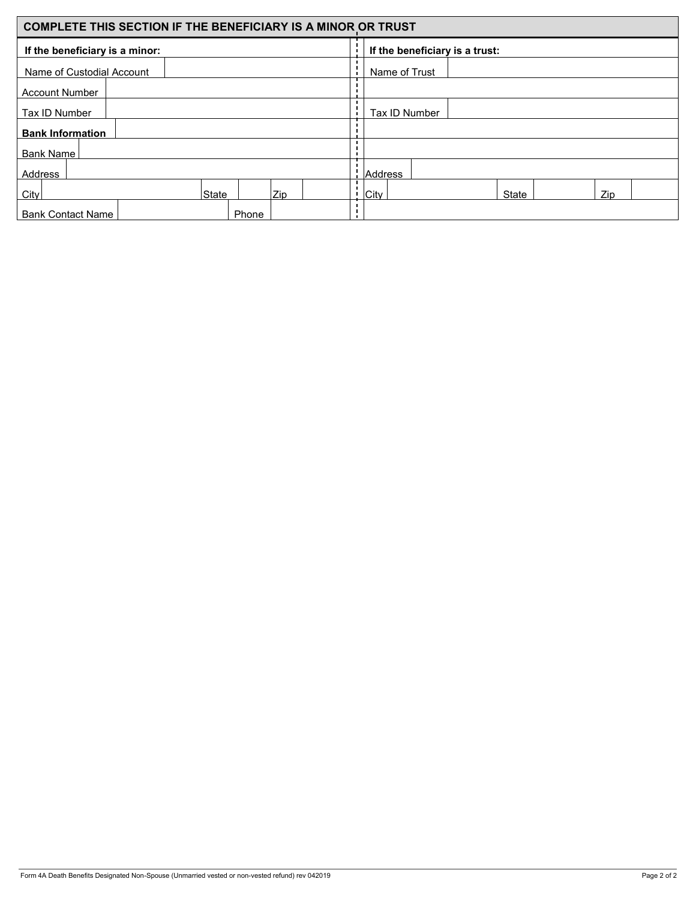## COMPLETE THIS SECTION IF THE BENEFICIARY IS A MINOR OR TRUST

**If the beneficiary is a minor:**

| | | | | | |
|---|---|---|---|---|---|
| Name of Custodial Account | | | | | |
| Account Number | | | | | |
| Tax ID Number | | | | | |
| **Bank Information** | | | | | |
| Bank Name | | | | | |
| Address | | | | | |
| City | | State | | Zip | |
| Bank Contact Name | | Phone | | | |

**If the beneficiary is a trust:**

| | | | | | |
|---|---|---|---|---|---|
| Name of Trust | | | | | |
| Tax ID Number | | | | | |
| Address | | | | | |
| City | | State | | Zip | |